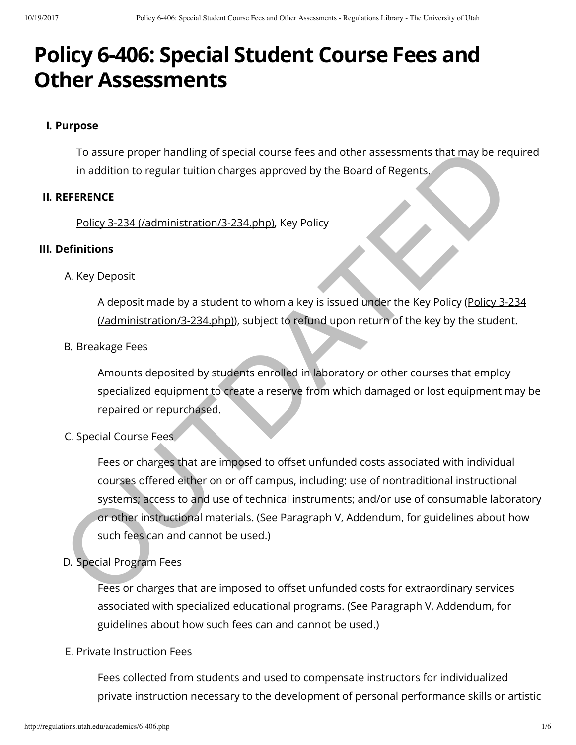# Policy 6-406: Special Student Course Fees and Other Assessments

**I. Purpose**

To assure proper handling of special course fees and other assessments that may be required in addition to regular tuition charges approved by the Board of Regents.

**II. REFERENCE**

Policy 3-234 (/administration/3-234.php), Key Policy

**III. Definitions**

A. Key Deposit

A deposit made by a student to whom a key is issued under the Key Policy (Policy 3-234 (/administration/3-234.php)), subject to refund upon return of the key by the student.

B. Breakage Fees

Amounts deposited by students enrolled in laboratory or other courses that employ specialized equipment to create a reserve from which damaged or lost equipment may be repaired or repurchased.

C. Special Course Fees

Fees or charges that are imposed to offset unfunded costs associated with individual courses offered either on or off campus, including: use of nontraditional instructional systems; access to and use of technical instruments; and/or use of consumable laboratory or other instructional materials. (See Paragraph V, Addendum, for guidelines about how such fees can and cannot be used.)

D. Special Program Fees

Fees or charges that are imposed to offset unfunded costs for extraordinary services associated with specialized educational programs. (See Paragraph V, Addendum, for guidelines about how such fees can and cannot be used.)

E. Private Instruction Fees

Fees collected from students and used to compensate instructors for individualized private instruction necessary to the development of personal performance skills or artistic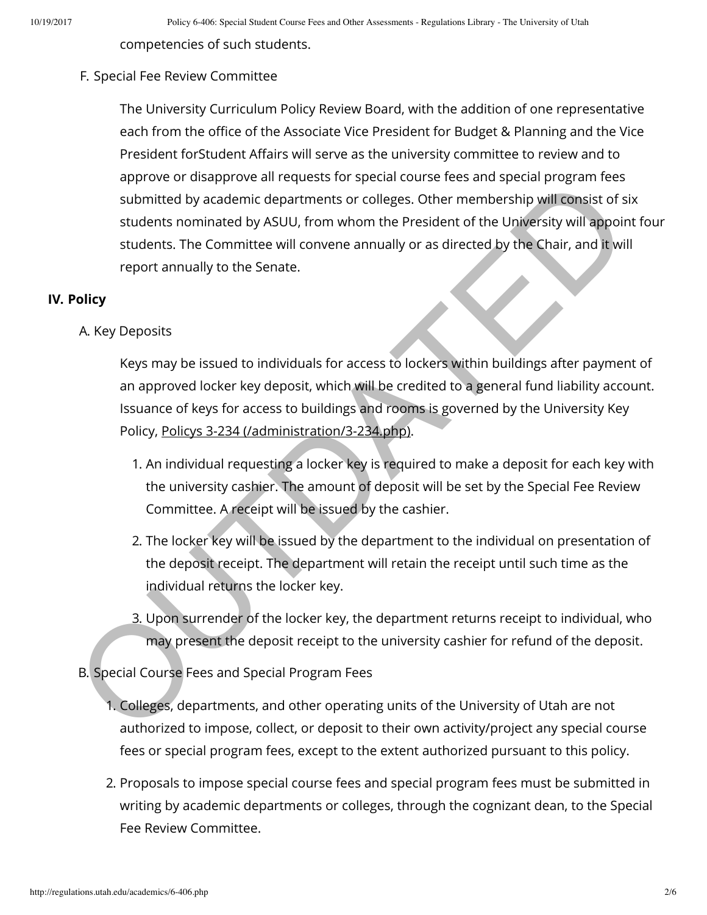competencies of such students.

F. Special Fee Review Committee

The University Curriculum Policy Review Board, with the addition of one representative each from the office of the Associate Vice President for Budget & Planning and the Vice President forStudent Affairs will serve as the university committee to review and to approve or disapprove all requests for special course fees and special program fees submitted by academic departments or colleges. Other membership will consist of six students nominated by ASUU, from whom the President of the University will appoint four students. The Committee will convene annually or as directed by the Chair, and it will report annually to the Senate.

## IV. Policy

A. Key Deposits

Keys may be issued to individuals for access to lockers within buildings after payment of an approved locker key deposit, which will be credited to a general fund liability account. Issuance of keys for access to buildings and rooms is governed by the University Key Policy, Policys 3-234 (/administration/3-234.php).

1. An individual requesting a locker key is required to make a deposit for each key with the university cashier. The amount of deposit will be set by the Special Fee Review Committee. A receipt will be issued by the cashier.
2. The locker key will be issued by the department to the individual on presentation of the deposit receipt. The department will retain the receipt until such time as the individual returns the locker key.
3. Upon surrender of the locker key, the department returns receipt to individual, who may present the deposit receipt to the university cashier for refund of the deposit.

B. Special Course Fees and Special Program Fees

1. Colleges, departments, and other operating units of the University of Utah are not authorized to impose, collect, or deposit to their own activity/project any special course fees or special program fees, except to the extent authorized pursuant to this policy.
2. Proposals to impose special course fees and special program fees must be submitted in writing by academic departments or colleges, through the cognizant dean, to the Special Fee Review Committee.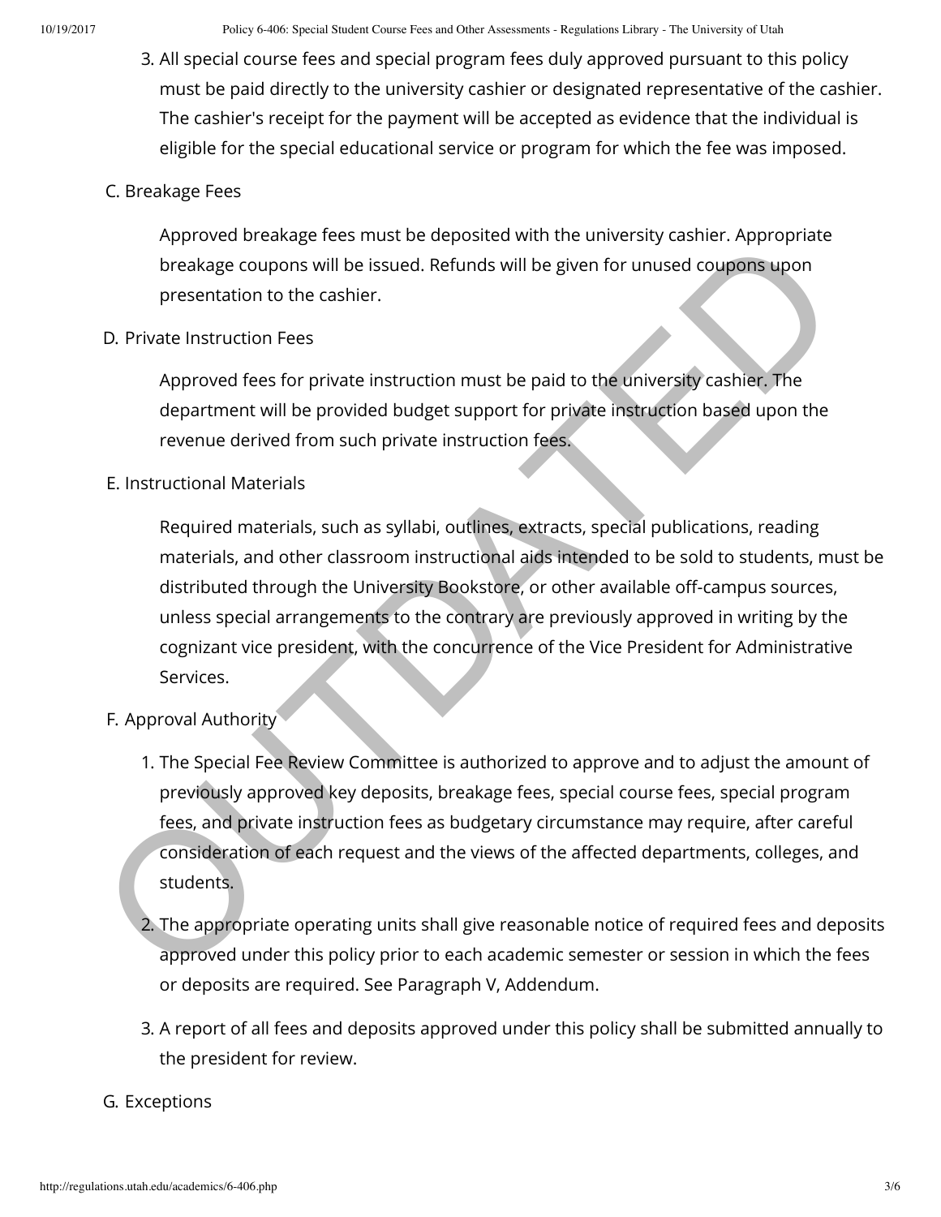3. All special course fees and special program fees duly approved pursuant to this policy must be paid directly to the university cashier or designated representative of the cashier. The cashier's receipt for the payment will be accepted as evidence that the individual is eligible for the special educational service or program for which the fee was imposed.

C. Breakage Fees

Approved breakage fees must be deposited with the university cashier. Appropriate breakage coupons will be issued. Refunds will be given for unused coupons upon presentation to the cashier.

D. Private Instruction Fees

Approved fees for private instruction must be paid to the university cashier. The department will be provided budget support for private instruction based upon the revenue derived from such private instruction fees.

E. Instructional Materials

Required materials, such as syllabi, outlines, extracts, special publications, reading materials, and other classroom instructional aids intended to be sold to students, must be distributed through the University Bookstore, or other available off-campus sources, unless special arrangements to the contrary are previously approved in writing by the cognizant vice president, with the concurrence of the Vice President for Administrative Services.

F. Approval Authority

1. The Special Fee Review Committee is authorized to approve and to adjust the amount of previously approved key deposits, breakage fees, special course fees, special program fees, and private instruction fees as budgetary circumstance may require, after careful consideration of each request and the views of the affected departments, colleges, and students.
2. The appropriate operating units shall give reasonable notice of required fees and deposits approved under this policy prior to each academic semester or session in which the fees or deposits are required. See Paragraph V, Addendum.
3. A report of all fees and deposits approved under this policy shall be submitted annually to the president for review.

G. Exceptions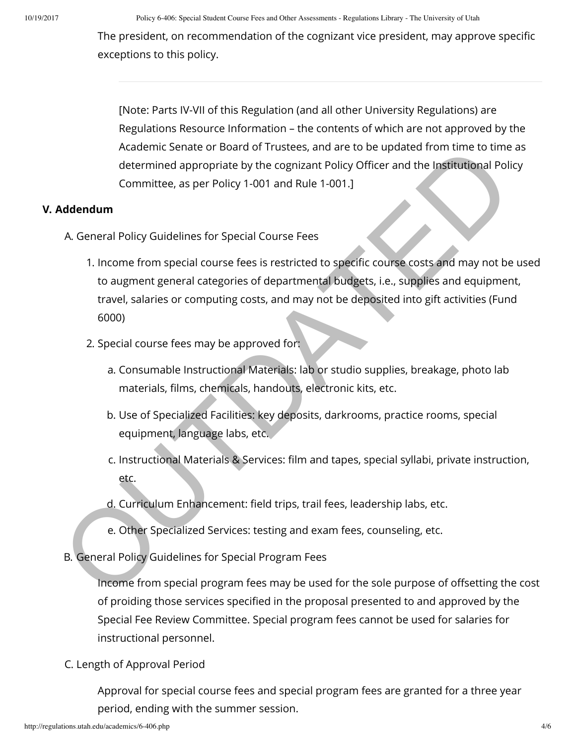The president, on recommendation of the cognizant vice president, may approve specific exceptions to this policy.

---

[Note: Parts IV-VII of this Regulation (and all other University Regulations) are Regulations Resource Information – the contents of which are not approved by the Academic Senate or Board of Trustees, and are to be updated from time to time as determined appropriate by the cognizant Policy Officer and the Institutional Policy Committee, as per Policy 1-001 and Rule 1-001.]

**V. Addendum**

A. General Policy Guidelines for Special Course Fees

1. Income from special course fees is restricted to specific course costs and may not be used to augment general categories of departmental budgets, i.e., supplies and equipment, travel, salaries or computing costs, and may not be deposited into gift activities (Fund 6000)
2. Special course fees may be approved for:
   a. Consumable Instructional Materials: lab or studio supplies, breakage, photo lab materials, films, chemicals, handouts, electronic kits, etc.
   b. Use of Specialized Facilities: key deposits, darkrooms, practice rooms, special equipment, language labs, etc.
   c. Instructional Materials & Services: film and tapes, special syllabi, private instruction, etc.
   d. Curriculum Enhancement: field trips, trail fees, leadership labs, etc.
   e. Other Specialized Services: testing and exam fees, counseling, etc.

B. General Policy Guidelines for Special Program Fees

Income from special program fees may be used for the sole purpose of offsetting the cost of proiding those services specified in the proposal presented to and approved by the Special Fee Review Committee. Special program fees cannot be used for salaries for instructional personnel.

C. Length of Approval Period

Approval for special course fees and special program fees are granted for a three year period, ending with the summer session.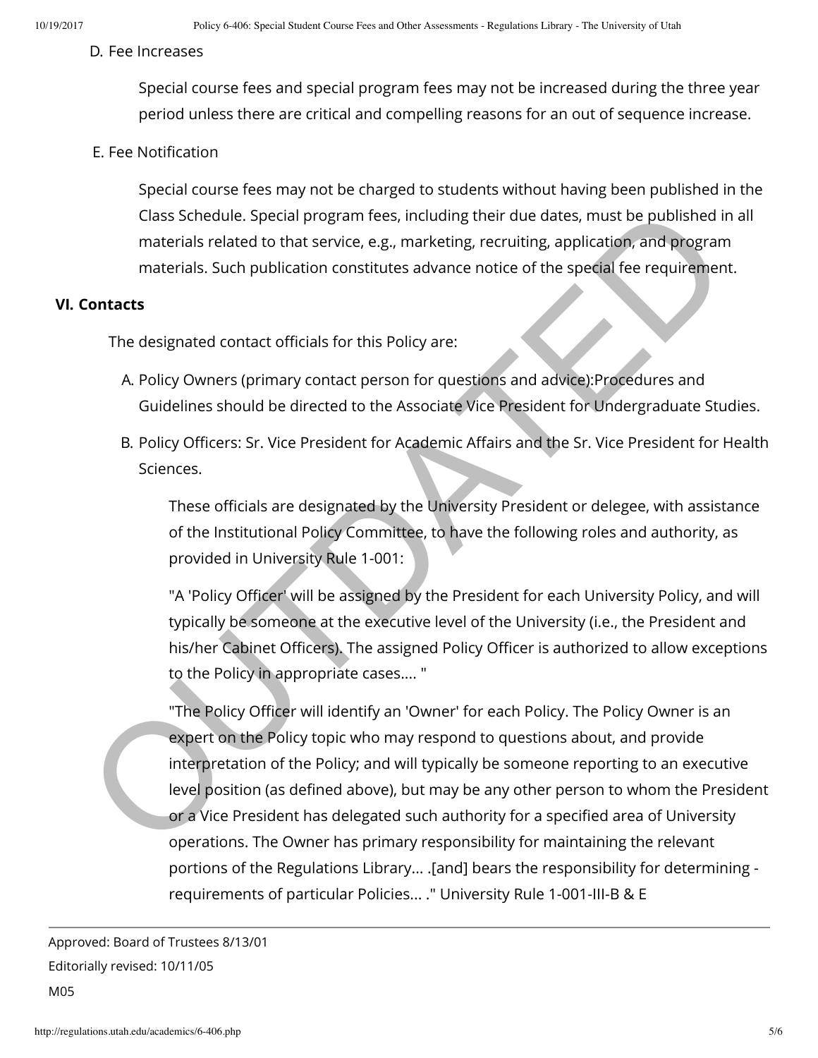D. Fee Increases

Special course fees and special program fees may not be increased during the three year period unless there are critical and compelling reasons for an out of sequence increase.

E. Fee Notification

Special course fees may not be charged to students without having been published in the Class Schedule. Special program fees, including their due dates, must be published in all materials related to that service, e.g., marketing, recruiting, application, and program materials. Such publication constitutes advance notice of the special fee requirement.

## VI. Contacts

The designated contact officials for this Policy are:

A. Policy Owners (primary contact person for questions and advice):Procedures and Guidelines should be directed to the Associate Vice President for Undergraduate Studies.

B. Policy Officers: Sr. Vice President for Academic Affairs and the Sr. Vice President for Health Sciences.

These officials are designated by the University President or delegee, with assistance of the Institutional Policy Committee, to have the following roles and authority, as provided in University Rule 1-001:

"A 'Policy Officer' will be assigned by the President for each University Policy, and will typically be someone at the executive level of the University (i.e., the President and his/her Cabinet Officers). The assigned Policy Officer is authorized to allow exceptions to the Policy in appropriate cases.... "

"The Policy Officer will identify an 'Owner' for each Policy. The Policy Owner is an expert on the Policy topic who may respond to questions about, and provide interpretation of the Policy; and will typically be someone reporting to an executive level position (as defined above), but may be any other person to whom the President or a Vice President has delegated such authority for a specified area of University operations. The Owner has primary responsibility for maintaining the relevant portions of the Regulations Library... .[and] bears the responsibility for determining -requirements of particular Policies... ." University Rule 1-001-III-B & E

---

Approved: Board of Trustees 8/13/01

Editorially revised: 10/11/05

M05